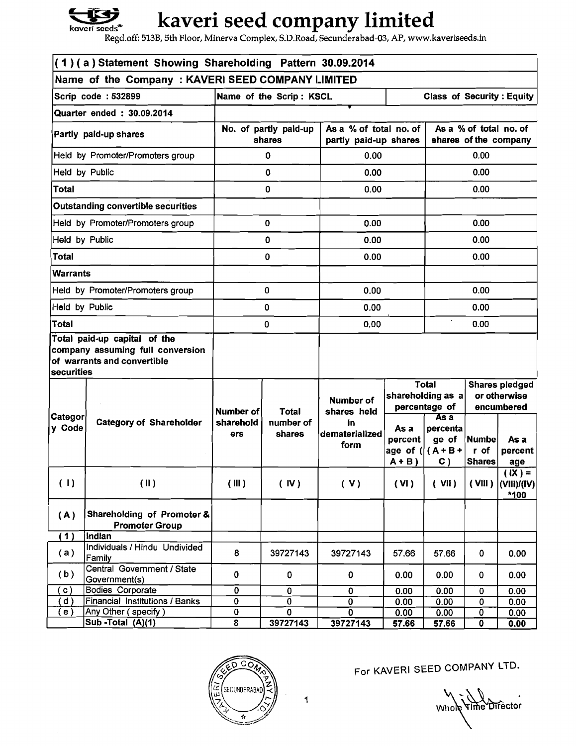# kaveri seed company limited

Regd.off: 513B, 5th Floor, Minerva Complex, S.D.Road, Secunderabad-03, AP, www.kaveriseeds.in

## (1)(a) Statement Showing Shareholding Pattern 30.09.2014

**Name of the Company : KAVERI SEED COMPANY LIMITED**

| Scrip code : 532899 | Name of the Scrip : KSCL | | Class of Security : Equity |
|---|---|---|---|
| Quarter ended : 30.09.2014 | | | |
| Partly paid-up shares | No. of partly paid-up shares | As a % of total no. of partly paid-up shares | As a % of total no. of shares of the company |
| Held by Promoter/Promoters group | 0 | 0.00 | 0.00 |
| Held by Public | 0 | 0.00 | 0.00 |
| Total | 0 | 0.00 | 0.00 |
| Outstanding convertible securities | | | |
| Held by Promoter/Promoters group | 0 | 0.00 | 0.00 |
| Held by Public | 0 | 0.00 | 0.00 |
| Total | 0 | 0.00 | 0.00 |
| Warrants | | | |
| Held by Promoter/Promoters group | 0 | 0.00 | 0.00 |
| Held by Public | 0 | 0.00 | 0.00 |
| Total | 0 | 0.00 | 0.00 |
| Total paid-up capital of the company assuming full conversion of warrants and convertible securities | | | |

| Category Code | Category of Shareholder | Number of shareholders | Total number of shares | Number of shares held in dematerialized form | Total shareholding as a percentage of | | Shares pledged or otherwise encumbered | |
|---|---|---|---|---|---|---|---|---|
| | | | | | As a percentage of (A+B) | As a percentage of (A+B+C) | Number of Shares | As a percentage |
| (I) | (II) | (III) | (IV) | (V) | (VI) | (VII) | (VIII) | (IX) = (VIII)/(IV)*100 |
| (A) | Shareholding of Promoter & Promoter Group | | | | | | | |
| (1) | Indian | | | | | | | |
| (a) | Individuals / Hindu Undivided Family | 8 | 39727143 | 39727143 | 57.66 | 57.66 | 0 | 0.00 |
| (b) | Central Government / State Government(s) | 0 | 0 | 0 | 0.00 | 0.00 | 0 | 0.00 |
| (c) | Bodies Corporate | 0 | 0 | 0 | 0.00 | 0.00 | 0 | 0.00 |
| (d) | Financial Institutions / Banks | 0 | 0 | 0 | 0.00 | 0.00 | 0 | 0.00 |
| (e) | Any Other (specify) | 0 | 0 | 0 | 0.00 | 0.00 | 0 | 0.00 |
| | Sub -Total (A)(1) | 8 | 39727143 | 39727143 | 57.66 | 57.66 | 0 | 0.00 |

For KAVERI SEED COMPANY LTD.

Whole Time Director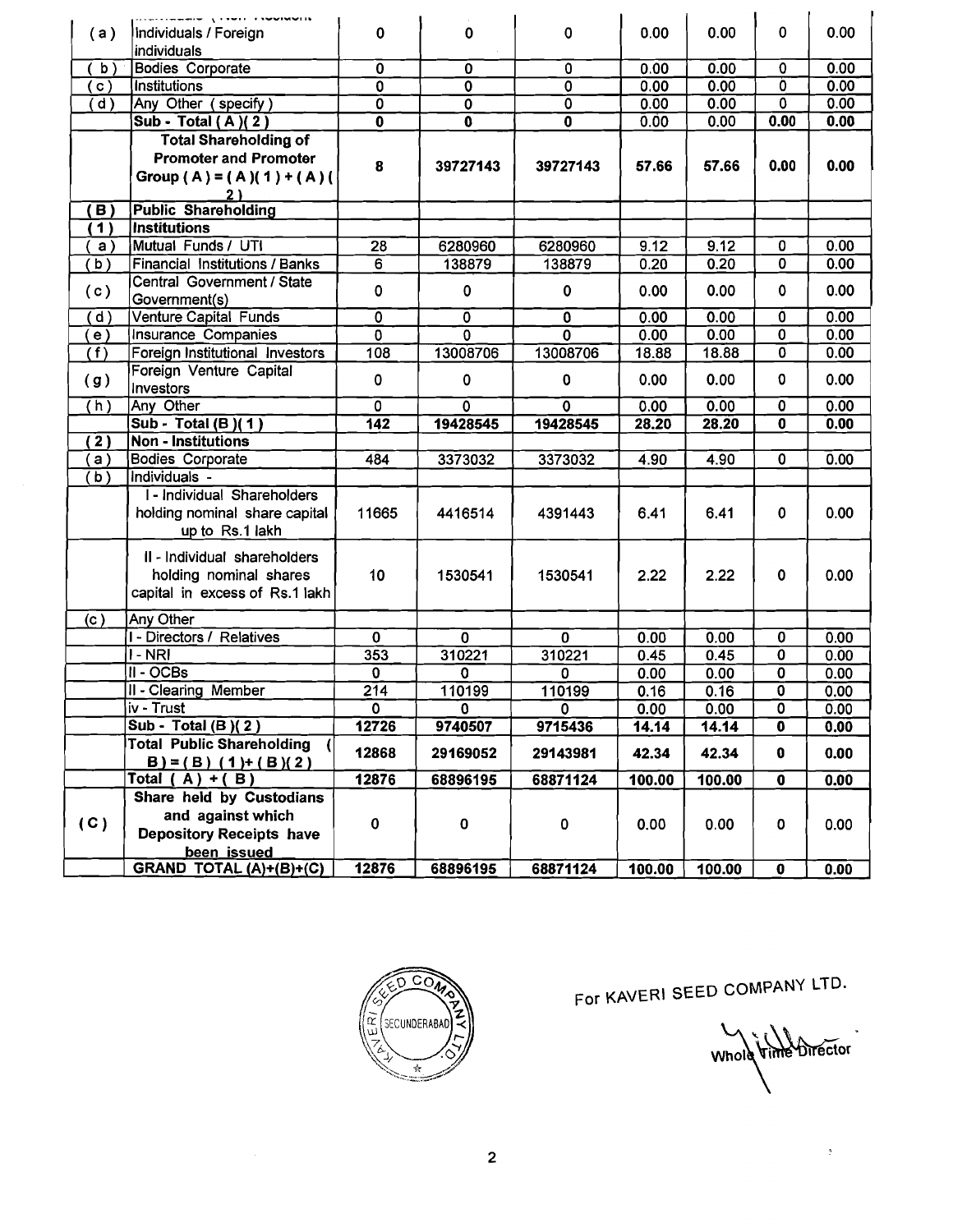| (a) | Individuals (Non Resident Individuals / Foreign individuals | 0 | 0 | 0 | 0.00 | 0.00 | 0 | 0.00 |
|---|---|---|---|---|---|---|---|---|
| (b) | Bodies Corporate | 0 | 0 | 0 | 0.00 | 0.00 | 0 | 0.00 |
| (c) | Institutions | 0 | 0 | 0 | 0.00 | 0.00 | 0 | 0.00 |
| (d) | Any Other (specify) | 0 | 0 | 0 | 0.00 | 0.00 | 0 | 0.00 |
| | **Sub - Total (A)(2)** | **0** | **0** | **0** | 0.00 | 0.00 | **0.00** | **0.00** |
| | **Total Shareholding of Promoter and Promoter Group (A) = (A)(1) + (A)(2)** | **8** | **39727143** | **39727143** | **57.66** | **57.66** | **0.00** | **0.00** |
| **(B)** | **Public Shareholding** | | | | | | | |
| **(1)** | **Institutions** | | | | | | | |
| (a) | Mutual Funds / UTI | 28 | 6280960 | 6280960 | 9.12 | 9.12 | 0 | 0.00 |
| (b) | Financial Institutions / Banks | 6 | 138879 | 138879 | 0.20 | 0.20 | 0 | 0.00 |
| (c) | Central Government / State Government(s) | 0 | 0 | 0 | 0.00 | 0.00 | 0 | 0.00 |
| (d) | Venture Capital Funds | 0 | 0 | 0 | 0.00 | 0.00 | 0 | 0.00 |
| (e) | Insurance Companies | 0 | 0 | 0 | 0.00 | 0.00 | 0 | 0.00 |
| (f) | Foreign Institutional Investors | 108 | 13008706 | 13008706 | 18.88 | 18.88 | 0 | 0.00 |
| (g) | Foreign Venture Capital Investors | 0 | 0 | 0 | 0.00 | 0.00 | 0 | 0.00 |
| (h) | Any Other | 0 | 0 | 0 | 0.00 | 0.00 | 0 | 0.00 |
| | **Sub - Total (B)(1)** | **142** | **19428545** | **19428545** | **28.20** | **28.20** | **0** | **0.00** |
| **(2)** | **Non - Institutions** | | | | | | | |
| (a) | Bodies Corporate | 484 | 3373032 | 3373032 | 4.90 | 4.90 | 0 | 0.00 |
| (b) | Individuals - | | | | | | | |
| | I - Individual Shareholders holding nominal share capital up to Rs.1 lakh | 11665 | 4416514 | 4391443 | 6.41 | 6.41 | 0 | 0.00 |
| | II - Individual shareholders holding nominal shares capital in excess of Rs.1 lakh | 10 | 1530541 | 1530541 | 2.22 | 2.22 | 0 | 0.00 |
| (c) | Any Other | | | | | | | |
| | I - Directors / Relatives | 0 | 0 | 0 | 0.00 | 0.00 | 0 | 0.00 |
| | I - NRI | 353 | 310221 | 310221 | 0.45 | 0.45 | 0 | 0.00 |
| | II - OCBs | 0 | 0 | 0 | 0.00 | 0.00 | 0 | 0.00 |
| | II - Clearing Member | 214 | 110199 | 110199 | 0.16 | 0.16 | 0 | 0.00 |
| | iv - Trust | 0 | 0 | 0 | 0.00 | 0.00 | 0 | 0.00 |
| | **Sub - Total (B)(2)** | **12726** | **9740507** | **9715436** | **14.14** | **14.14** | **0** | **0.00** |
| | **Total Public Shareholding (B) = (B)(1)+ (B)(2)** | **12868** | **29169052** | **29143981** | **42.34** | **42.34** | **0** | **0.00** |
| | **Total (A) + (B)** | **12876** | **68896195** | **68871124** | **100.00** | **100.00** | **0** | **0.00** |
| **(C)** | **Share held by Custodians and against which Depository Receipts have been issued** | 0 | 0 | 0 | 0.00 | 0.00 | 0 | 0.00 |
| | **GRAND TOTAL (A)+(B)+(C)** | **12876** | **68896195** | **68871124** | **100.00** | **100.00** | **0** | **0.00** |

For KAVERI SEED COMPANY LTD.

Whole Time Director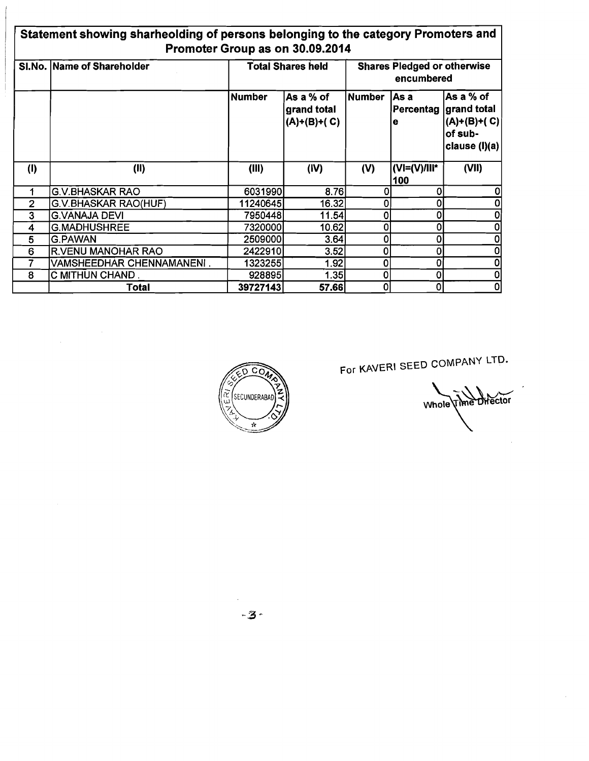## Statement showing sharheolding of persons belonging to the category Promoters and Promoter Group as on 30.09.2014

| Sl.No. | Name of Shareholder | Total Shares held | | Shares Pledged or otherwise encumbered | | |
|---|---|---|---|---|---|---|
| | | Number | As a % of grand total (A)+(B)+( C) | Number | As a Percentage | As a % of grand total (A)+(B)+( C) of sub-clause (I)(a) |
| (I) | (II) | (III) | (IV) | (V) | (VI=(V)/III*100 | (VII) |
| 1 | G.V.BHASKAR RAO | 6031990 | 8.76 | 0 | 0 | 0 |
| 2 | G.V.BHASKAR RAO(HUF) | 11240645 | 16.32 | 0 | 0 | 0 |
| 3 | G.VANAJA DEVI | 7950448 | 11.54 | 0 | 0 | 0 |
| 4 | G.MADHUSHREE | 7320000 | 10.62 | 0 | 0 | 0 |
| 5 | G.PAWAN | 2509000 | 3.64 | 0 | 0 | 0 |
| 6 | R.VENU MANOHAR RAO | 2422910 | 3.52 | 0 | 0 | 0 |
| 7 | VAMSHEEDHAR CHENNAMANENI . | 1323255 | 1.92 | 0 | 0 | 0 |
| 8 | C MITHUN CHAND . | 928895 | 1.35 | 0 | 0 | 0 |
| | **Total** | **39727143** | **57.66** | 0 | 0 | 0 |

For KAVERI SEED COMPANY LTD.

Whole Time Director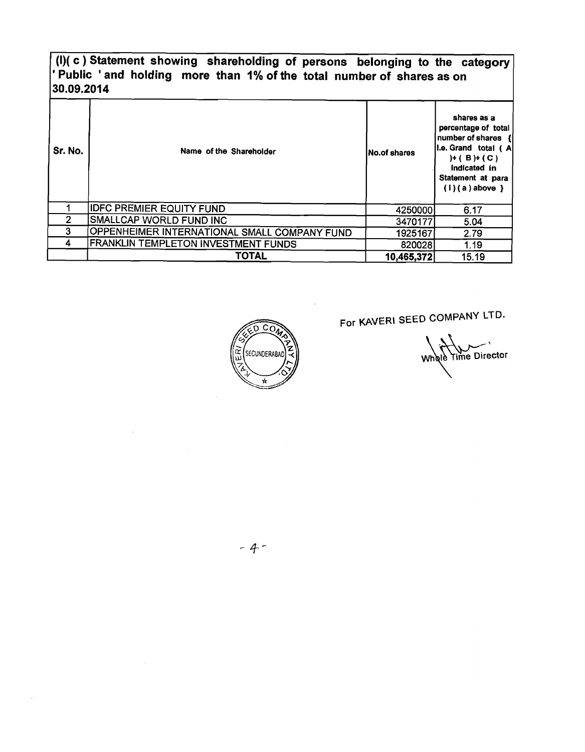**(I)( c ) Statement showing shareholding of persons belonging to the category ' Public ' and holding more than 1% of the total number of shares as on 30.09.2014**

| Sr. No. | Name of the Shareholder | No.of shares | shares as a percentage of total number of shares { i.e. Grand total ( A )+ ( B )+ ( C ) indicated in Statement at para ( I ) ( a ) above } |
|---|---|---|---|
| 1 | IDFC PREMIER EQUITY FUND | 4250000 | 6.17 |
| 2 | SMALLCAP WORLD FUND INC | 3470177 | 5.04 |
| 3 | OPPENHEIMER INTERNATIONAL SMALL COMPANY FUND | 1925167 | 2.79 |
| 4 | FRANKLIN TEMPLETON INVESTMENT FUNDS | 820028 | 1.19 |
| | **TOTAL** | **10,465,372** | 15.19 |

For KAVERI SEED COMPANY LTD.

Whole Time Director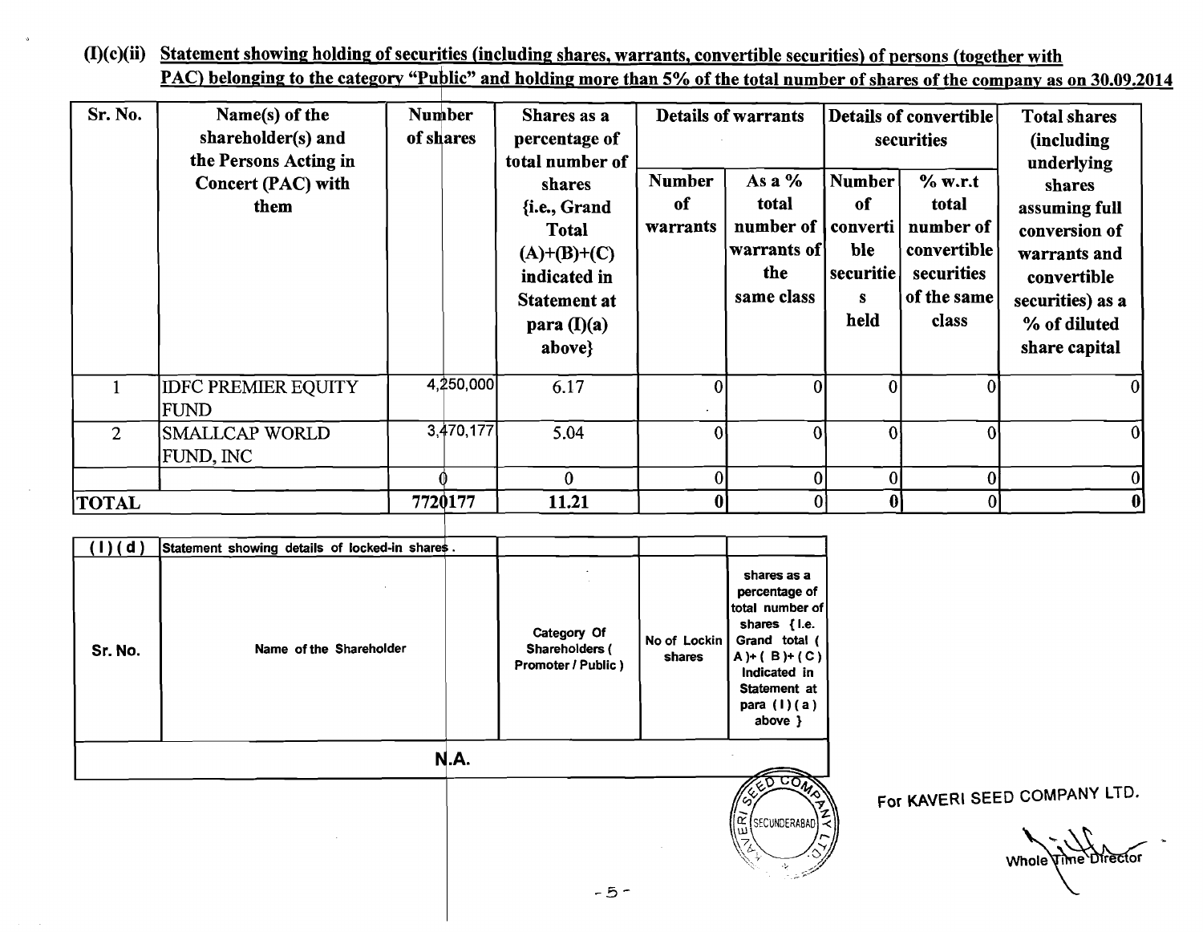**(I)(c)(ii) Statement showing holding of securities (including shares, warrants, convertible securities) of persons (together with PAC) belonging to the category "Public" and holding more than 5% of the total number of shares of the company as on 30.09.2014**

| Sr. No. | Name(s) of the shareholder(s) and the Persons Acting in Concert (PAC) with them | Number of shares | Shares as a percentage of total number of shares {i.e., Grand Total (A)+(B)+(C) indicated in Statement at para (I)(a) above} | Details of warrants | | Details of convertible securities | | Total shares (including underlying shares assuming full conversion of warrants and convertible securities) as a % of diluted share capital |
|---|---|---|---|---|---|---|---|---|
| | | | | Number of warrants | As a % total number of warrants of the same class | Number of convertible securities held | % w.r.t total number of convertible securities of the same class | |
| 1 | IDFC PREMIER EQUITY FUND | 4,250,000 | 6.17 | 0 | 0 | 0 | 0 | 0 |
| 2 | SMALLCAP WORLD FUND, INC | 3,470,177 | 5.04 | 0 | 0 | 0 | 0 | 0 |
| | | 0 | 0 | 0 | 0 | 0 | 0 | 0 |
| **TOTAL** | | **7720177** | **11.21** | **0** | 0 | **0** | 0 | **0** |

| (I)(d) | Statement showing details of locked-in shares. | | | |
|---|---|---|---|---|
| Sr. No. | Name of the Shareholder | Category Of Shareholders ( Promoter / Public ) | No of Lockin shares | shares as a percentage of total number of shares { I.e. Grand total ( A )+( B )+( C ) Indicated in Statement at para ( I )( a ) above } |
| N.A. | | | | |

For KAVERI SEED COMPANY LTD.

Whole Time Director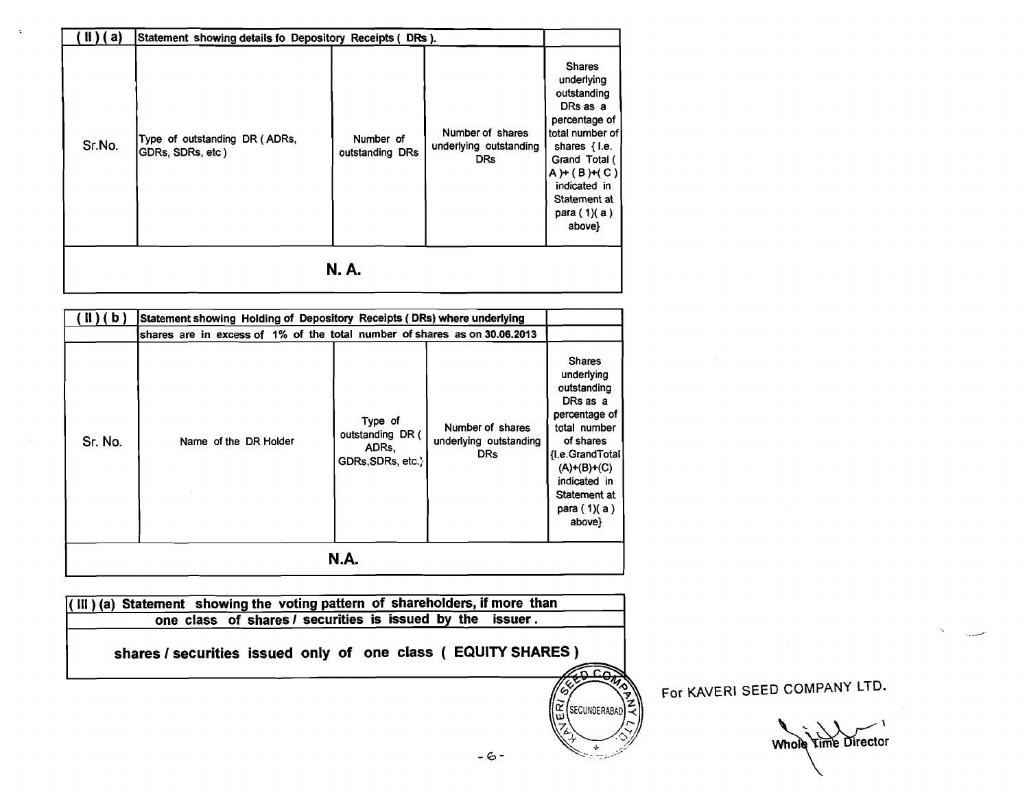| (II) (a) | Statement showing details fo Depository Receipts ( DRs ). | | | |
|---|---|---|---|---|
| Sr.No. | Type of outstanding DR ( ADRs, GDRs, SDRs, etc ) | Number of outstanding DRs | Number of shares underlying outstanding DRs | Shares underlying outstanding DRs as a percentage of total number of shares { I.e. Grand Total ( A )+ ( B )+( C ) indicated in Statement at para ( 1)( a ) above} |
| **N. A.** | | | | |

| (II) (b) | Statement showing Holding of Depository Receipts ( DRs) where underlying shares are in excess of 1% of the total number of shares as on 30.06.2013 | | | |
|---|---|---|---|---|
| Sr. No. | Name of the DR Holder | Type of outstanding DR ( ADRs, GDRs,SDRs, etc.) | Number of shares underlying outstanding DRs | Shares underlying outstanding DRs as a percentage of total number of shares {I.e.GrandTotal (A)+(B)+(C) indicated in Statement at para ( 1)( a ) above} |
| **N.A.** | | | | |

| **( III ) (a) Statement showing the voting pattern of shareholders, if more than one class of shares / securities is issued by the issuer.** |
|---|
| **shares / securities issued only of one class ( EQUITY SHARES )** |

For KAVERI SEED COMPANY LTD.

Whole Time Director